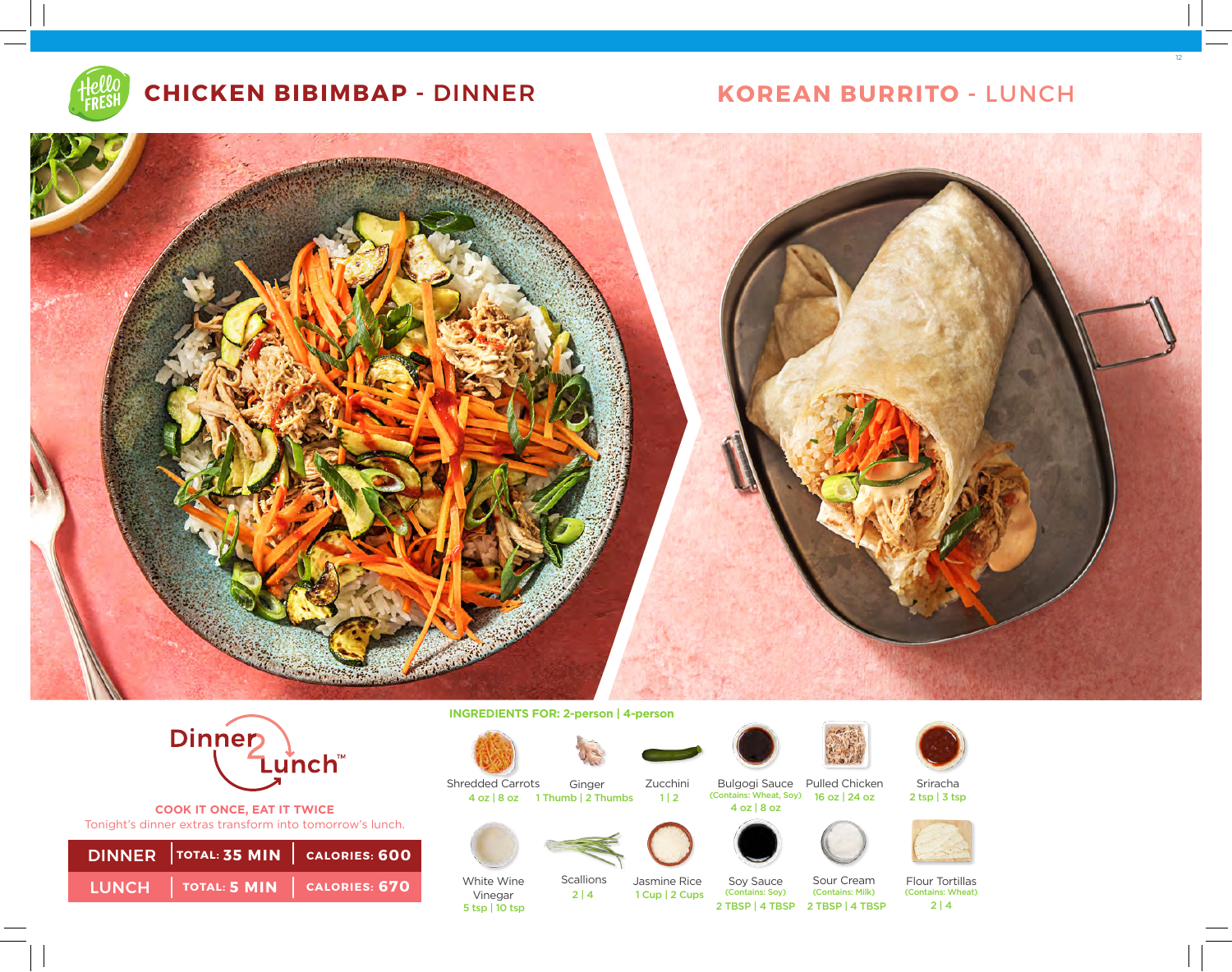# CHICKEN BIBIMBAP - DINNER

# KOREAN BURRITO - LUNCH

Dinner 2 Lunch™

**COOK IT ONCE, EAT IT TWICE**

Tonight's dinner extras transform into tomorrow's lunch.

| | | |
|---|---|---|
| DINNER | TOTAL: 35 MIN | CALORIES: 600 |
| LUNCH | TOTAL: 5 MIN | CALORIES: 670 |

**INGREDIENTS FOR: 2-person | 4-person**

- Shredded Carrots — 4 oz | 8 oz
- Ginger — 1 Thumb | 2 Thumbs
- Zucchini — 1 | 2
- Bulgogi Sauce (Contains: Wheat, Soy) — 4 oz | 8 oz
- Pulled Chicken — 16 oz | 24 oz
- Sriracha — 2 tsp | 3 tsp
- White Wine Vinegar — 5 tsp | 10 tsp
- Scallions — 2 | 4
- Jasmine Rice — 1 Cup | 2 Cups
- Soy Sauce (Contains: Soy) — 2 TBSP | 4 TBSP
- Sour Cream (Contains: Milk) — 2 TBSP | 4 TBSP
- Flour Tortillas (Contains: Wheat) — 2 | 4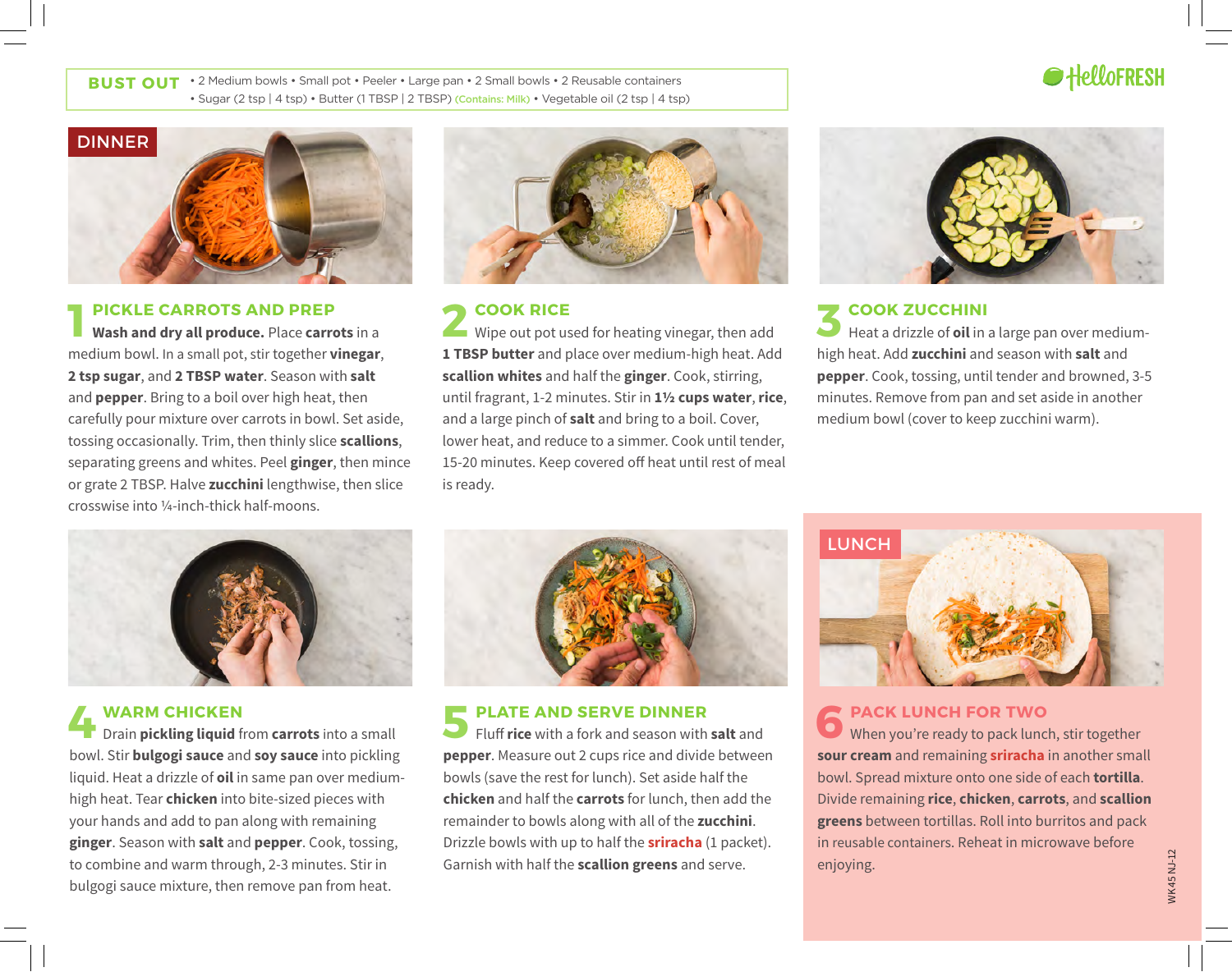**BUST OUT** • 2 Medium bowls • Small pot • Peeler • Large pan • 2 Small bowls • 2 Reusable containers
• Sugar (2 tsp | 4 tsp) • Butter (1 TBSP | 2 TBSP) (Contains: Milk) • Vegetable oil (2 tsp | 4 tsp)

HelloFRESH

DINNER

## 1 PICKLE CARROTS AND PREP

**Wash and dry all produce.** Place **carrots** in a medium bowl. In a small pot, stir together **vinegar**, **2 tsp sugar**, and **2 TBSP water**. Season with **salt** and **pepper**. Bring to a boil over high heat, then carefully pour mixture over carrots in bowl. Set aside, tossing occasionally. Trim, then thinly slice **scallions**, separating greens and whites. Peel **ginger**, then mince or grate 2 TBSP. Halve **zucchini** lengthwise, then slice crosswise into ¼-inch-thick half-moons.

## 2 COOK RICE

Wipe out pot used for heating vinegar, then add **1 TBSP butter** and place over medium-high heat. Add **scallion whites** and half the **ginger**. Cook, stirring, until fragrant, 1-2 minutes. Stir in **1½ cups water**, **rice**, and a large pinch of **salt** and bring to a boil. Cover, lower heat, and reduce to a simmer. Cook until tender, 15-20 minutes. Keep covered off heat until rest of meal is ready.

## 3 COOK ZUCCHINI

Heat a drizzle of **oil** in a large pan over medium-high heat. Add **zucchini** and season with **salt** and **pepper**. Cook, tossing, until tender and browned, 3-5 minutes. Remove from pan and set aside in another medium bowl (cover to keep zucchini warm).

## 4 WARM CHICKEN

Drain **pickling liquid** from **carrots** into a small bowl. Stir **bulgogi sauce** and **soy sauce** into pickling liquid. Heat a drizzle of **oil** in same pan over medium-high heat. Tear **chicken** into bite-sized pieces with your hands and add to pan along with remaining **ginger**. Season with **salt** and **pepper**. Cook, tossing, to combine and warm through, 2-3 minutes. Stir in bulgogi sauce mixture, then remove pan from heat.

## 5 PLATE AND SERVE DINNER

Fluff **rice** with a fork and season with **salt** and **pepper**. Measure out 2 cups rice and divide between bowls (save the rest for lunch). Set aside half the **chicken** and half the **carrots** for lunch, then add the remainder to bowls along with all of the **zucchini**. Drizzle bowls with up to half the **sriracha** (1 packet). Garnish with half the **scallion greens** and serve.

LUNCH

## 6 PACK LUNCH FOR TWO

When you're ready to pack lunch, stir together **sour cream** and remaining **sriracha** in another small bowl. Spread mixture onto one side of each **tortilla**. Divide remaining **rice**, **chicken**, **carrots**, and **scallion greens** between tortillas. Roll into burritos and pack in reusable containers. Reheat in microwave before enjoying.

WK45 NJ-12